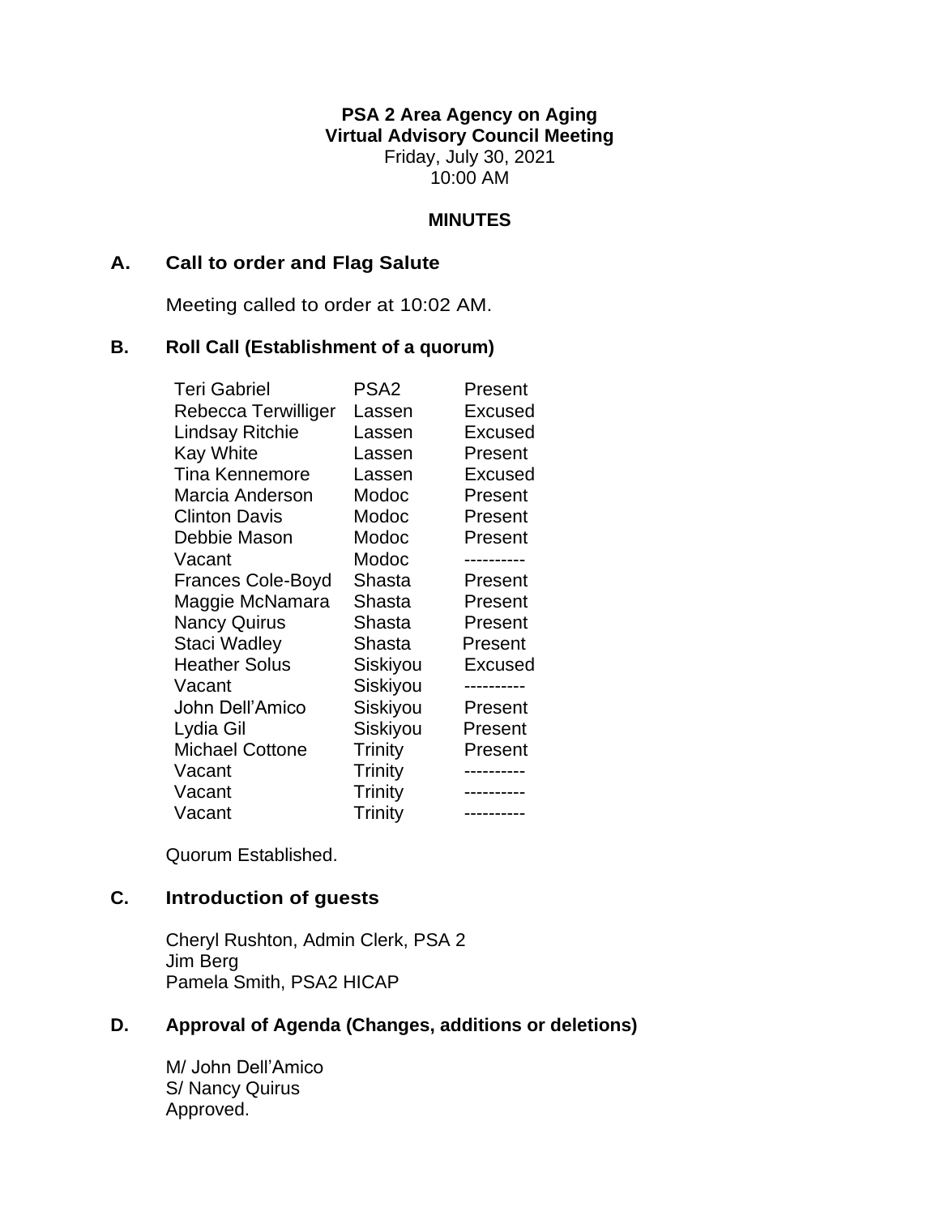**PSA 2 Area Agency on Aging**
**Virtual Advisory Council Meeting**
Friday, July 30, 2021
10:00 AM

**MINUTES**

## A. Call to order and Flag Salute

Meeting called to order at 10:02 AM.

## B. Roll Call (Establishment of a quorum)

| | | |
|---|---|---|
| Teri Gabriel | PSA2 | Present |
| Rebecca Terwilliger | Lassen | Excused |
| Lindsay Ritchie | Lassen | Excused |
| Kay White | Lassen | Present |
| Tina Kennemore | Lassen | Excused |
| Marcia Anderson | Modoc | Present |
| Clinton Davis | Modoc | Present |
| Debbie Mason | Modoc | Present |
| Vacant | Modoc | ---------- |
| Frances Cole-Boyd | Shasta | Present |
| Maggie McNamara | Shasta | Present |
| Nancy Quirus | Shasta | Present |
| Staci Wadley | Shasta | Present |
| Heather Solus | Siskiyou | Excused |
| Vacant | Siskiyou | ---------- |
| John Dell'Amico | Siskiyou | Present |
| Lydia Gil | Siskiyou | Present |
| Michael Cottone | Trinity | Present |
| Vacant | Trinity | ---------- |
| Vacant | Trinity | ---------- |
| Vacant | Trinity | ---------- |

Quorum Established.

## C. Introduction of guests

Cheryl Rushton, Admin Clerk, PSA 2
Jim Berg
Pamela Smith, PSA2 HICAP

## D. Approval of Agenda (Changes, additions or deletions)

M/ John Dell'Amico
S/ Nancy Quirus
Approved.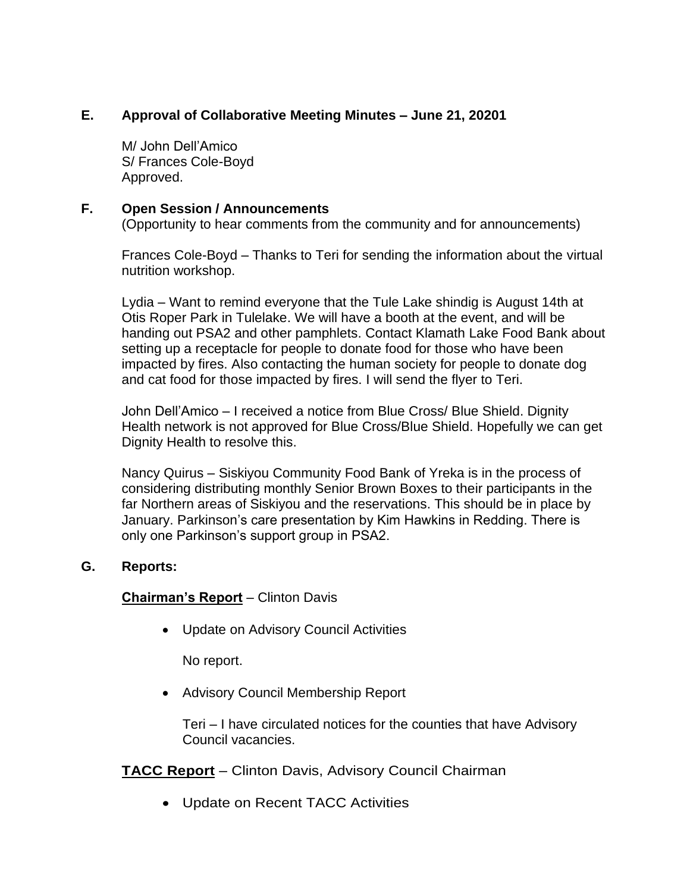## E. Approval of Collaborative Meeting Minutes – June 21, 20201

M/ John Dell'Amico
S/ Frances Cole-Boyd
Approved.

## F. Open Session / Announcements

(Opportunity to hear comments from the community and for announcements)

Frances Cole-Boyd – Thanks to Teri for sending the information about the virtual nutrition workshop.

Lydia – Want to remind everyone that the Tule Lake shindig is August 14th at Otis Roper Park in Tulelake. We will have a booth at the event, and will be handing out PSA2 and other pamphlets. Contact Klamath Lake Food Bank about setting up a receptacle for people to donate food for those who have been impacted by fires. Also contacting the human society for people to donate dog and cat food for those impacted by fires. I will send the flyer to Teri.

John Dell'Amico – I received a notice from Blue Cross/ Blue Shield. Dignity Health network is not approved for Blue Cross/Blue Shield. Hopefully we can get Dignity Health to resolve this.

Nancy Quirus – Siskiyou Community Food Bank of Yreka is in the process of considering distributing monthly Senior Brown Boxes to their participants in the far Northern areas of Siskiyou and the reservations. This should be in place by January. Parkinson's care presentation by Kim Hawkins in Redding. There is only one Parkinson's support group in PSA2.

## G. Reports:

**Chairman's Report** – Clinton Davis

- Update on Advisory Council Activities

  No report.

- Advisory Council Membership Report

  Teri – I have circulated notices for the counties that have Advisory Council vacancies.

**TACC Report** – Clinton Davis, Advisory Council Chairman

- Update on Recent TACC Activities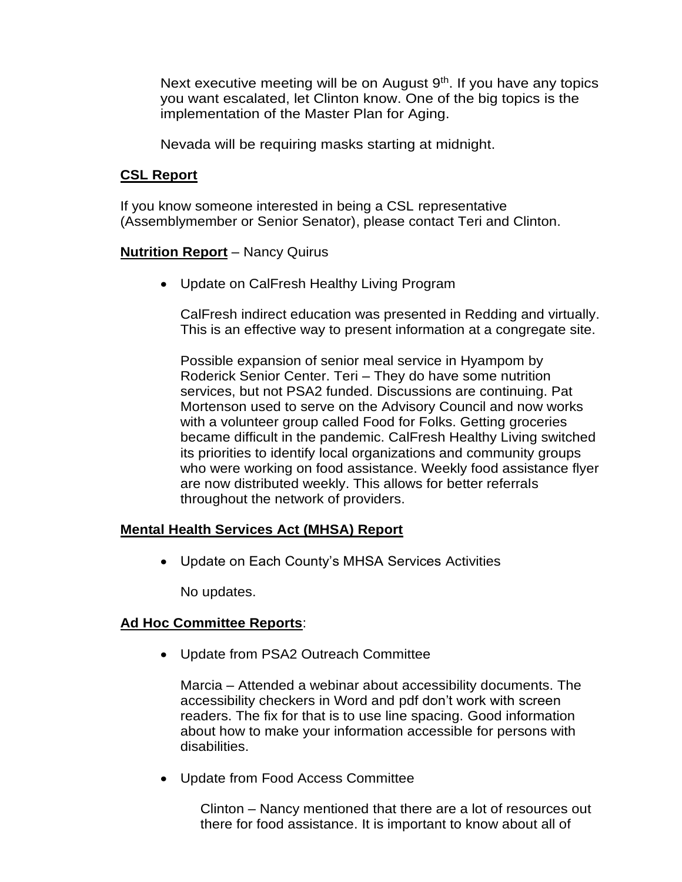Next executive meeting will be on August 9th. If you have any topics you want escalated, let Clinton know. One of the big topics is the implementation of the Master Plan for Aging.

Nevada will be requiring masks starting at midnight.

**CSL Report**

If you know someone interested in being a CSL representative (Assemblymember or Senior Senator), please contact Teri and Clinton.

**Nutrition Report** – Nancy Quirus

- Update on CalFresh Healthy Living Program

  CalFresh indirect education was presented in Redding and virtually. This is an effective way to present information at a congregate site.

  Possible expansion of senior meal service in Hyampom by Roderick Senior Center. Teri – They do have some nutrition services, but not PSA2 funded. Discussions are continuing. Pat Mortenson used to serve on the Advisory Council and now works with a volunteer group called Food for Folks. Getting groceries became difficult in the pandemic. CalFresh Healthy Living switched its priorities to identify local organizations and community groups who were working on food assistance. Weekly food assistance flyer are now distributed weekly. This allows for better referrals throughout the network of providers.

**Mental Health Services Act (MHSA) Report**

- Update on Each County's MHSA Services Activities

  No updates.

**Ad Hoc Committee Reports**:

- Update from PSA2 Outreach Committee

  Marcia – Attended a webinar about accessibility documents. The accessibility checkers in Word and pdf don't work with screen readers. The fix for that is to use line spacing. Good information about how to make your information accessible for persons with disabilities.

- Update from Food Access Committee

  Clinton – Nancy mentioned that there are a lot of resources out there for food assistance. It is important to know about all of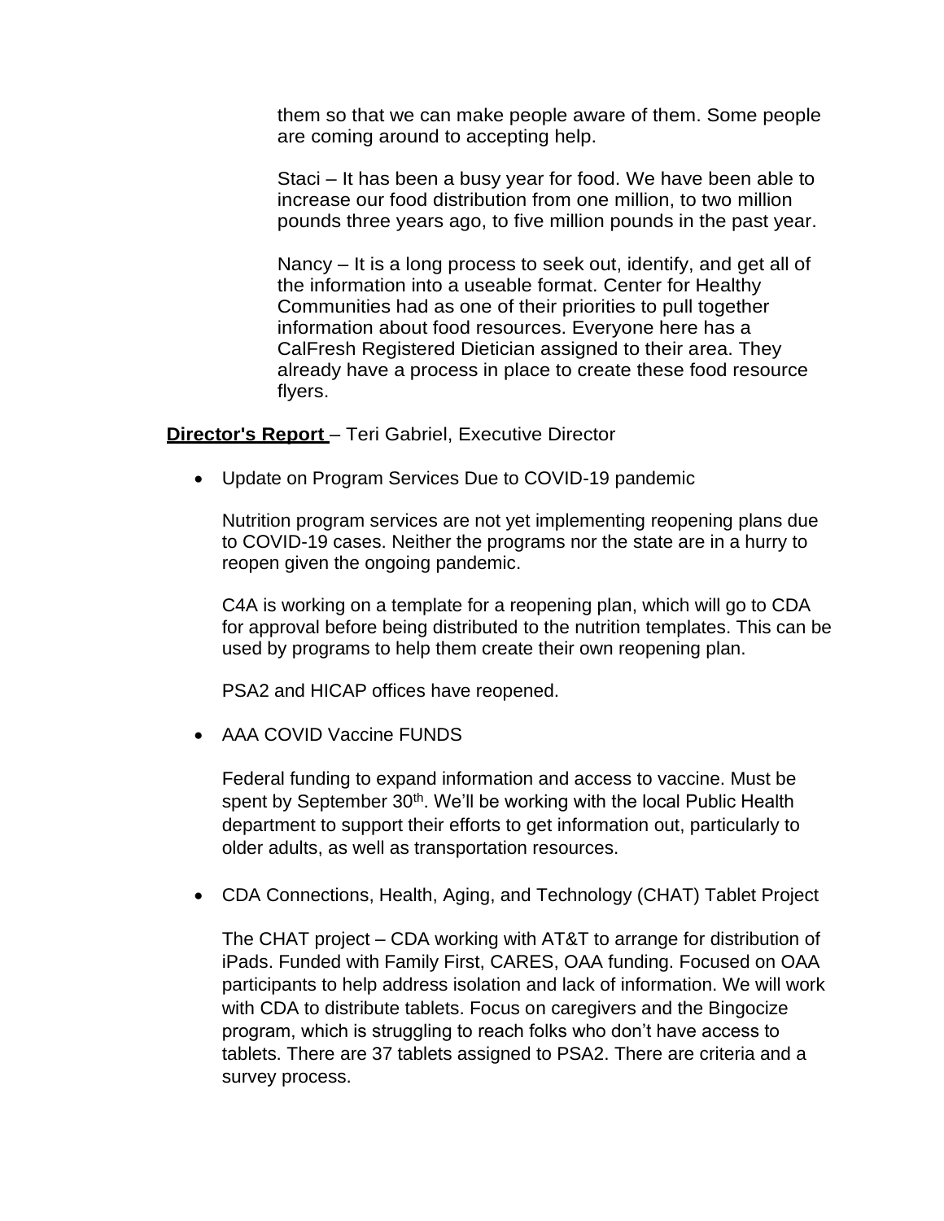them so that we can make people aware of them. Some people are coming around to accepting help.

Staci – It has been a busy year for food. We have been able to increase our food distribution from one million, to two million pounds three years ago, to five million pounds in the past year.

Nancy – It is a long process to seek out, identify, and get all of the information into a useable format. Center for Healthy Communities had as one of their priorities to pull together information about food resources. Everyone here has a CalFresh Registered Dietician assigned to their area. They already have a process in place to create these food resource flyers.

**Director's Report** – Teri Gabriel, Executive Director

- Update on Program Services Due to COVID-19 pandemic

  Nutrition program services are not yet implementing reopening plans due to COVID-19 cases. Neither the programs nor the state are in a hurry to reopen given the ongoing pandemic.

  C4A is working on a template for a reopening plan, which will go to CDA for approval before being distributed to the nutrition templates. This can be used by programs to help them create their own reopening plan.

  PSA2 and HICAP offices have reopened.

- AAA COVID Vaccine FUNDS

  Federal funding to expand information and access to vaccine. Must be spent by September 30th. We'll be working with the local Public Health department to support their efforts to get information out, particularly to older adults, as well as transportation resources.

- CDA Connections, Health, Aging, and Technology (CHAT) Tablet Project

  The CHAT project – CDA working with AT&T to arrange for distribution of iPads. Funded with Family First, CARES, OAA funding. Focused on OAA participants to help address isolation and lack of information. We will work with CDA to distribute tablets. Focus on caregivers and the Bingocize program, which is struggling to reach folks who don't have access to tablets. There are 37 tablets assigned to PSA2. There are criteria and a survey process.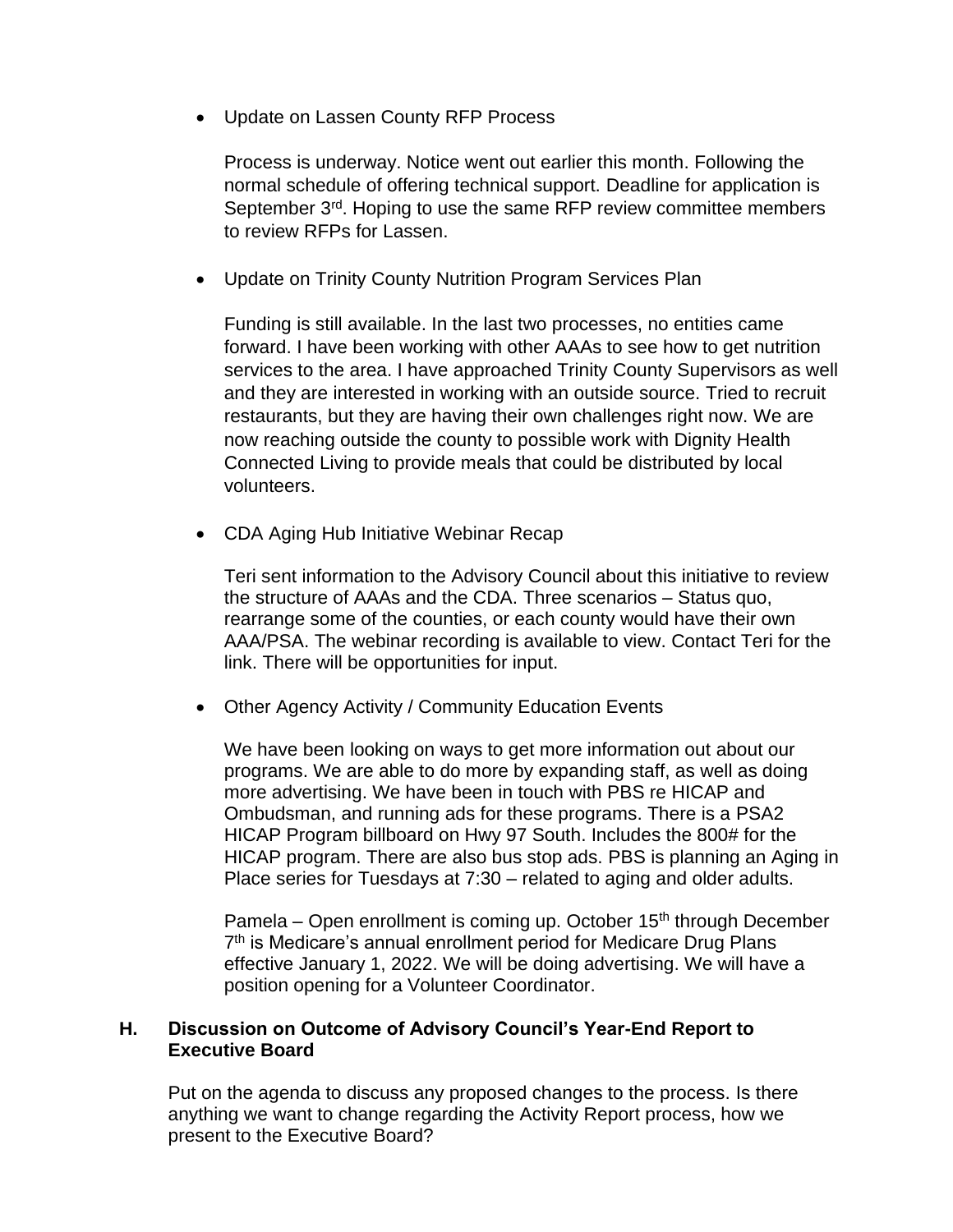- Update on Lassen County RFP Process

  Process is underway. Notice went out earlier this month. Following the normal schedule of offering technical support. Deadline for application is September 3rd. Hoping to use the same RFP review committee members to review RFPs for Lassen.

- Update on Trinity County Nutrition Program Services Plan

  Funding is still available. In the last two processes, no entities came forward. I have been working with other AAAs to see how to get nutrition services to the area. I have approached Trinity County Supervisors as well and they are interested in working with an outside source. Tried to recruit restaurants, but they are having their own challenges right now. We are now reaching outside the county to possible work with Dignity Health Connected Living to provide meals that could be distributed by local volunteers.

- CDA Aging Hub Initiative Webinar Recap

  Teri sent information to the Advisory Council about this initiative to review the structure of AAAs and the CDA. Three scenarios – Status quo, rearrange some of the counties, or each county would have their own AAA/PSA. The webinar recording is available to view. Contact Teri for the link. There will be opportunities for input.

- Other Agency Activity / Community Education Events

  We have been looking on ways to get more information out about our programs. We are able to do more by expanding staff, as well as doing more advertising. We have been in touch with PBS re HICAP and Ombudsman, and running ads for these programs. There is a PSA2 HICAP Program billboard on Hwy 97 South. Includes the 800# for the HICAP program. There are also bus stop ads. PBS is planning an Aging in Place series for Tuesdays at 7:30 – related to aging and older adults.

  Pamela – Open enrollment is coming up. October 15th through December 7th is Medicare's annual enrollment period for Medicare Drug Plans effective January 1, 2022. We will be doing advertising. We will have a position opening for a Volunteer Coordinator.

### H. Discussion on Outcome of Advisory Council's Year-End Report to Executive Board

Put on the agenda to discuss any proposed changes to the process. Is there anything we want to change regarding the Activity Report process, how we present to the Executive Board?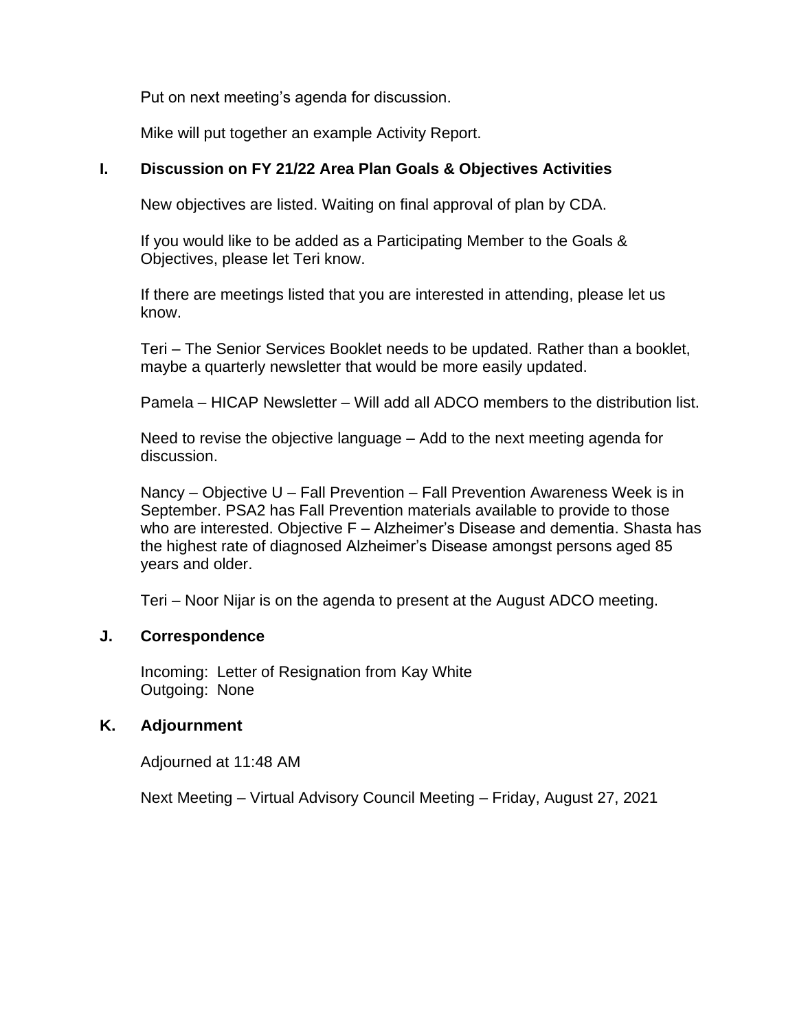Put on next meeting's agenda for discussion.

Mike will put together an example Activity Report.

## I. Discussion on FY 21/22 Area Plan Goals & Objectives Activities

New objectives are listed. Waiting on final approval of plan by CDA.

If you would like to be added as a Participating Member to the Goals & Objectives, please let Teri know.

If there are meetings listed that you are interested in attending, please let us know.

Teri – The Senior Services Booklet needs to be updated. Rather than a booklet, maybe a quarterly newsletter that would be more easily updated.

Pamela – HICAP Newsletter – Will add all ADCO members to the distribution list.

Need to revise the objective language – Add to the next meeting agenda for discussion.

Nancy – Objective U – Fall Prevention – Fall Prevention Awareness Week is in September. PSA2 has Fall Prevention materials available to provide to those who are interested. Objective F – Alzheimer's Disease and dementia. Shasta has the highest rate of diagnosed Alzheimer's Disease amongst persons aged 85 years and older.

Teri – Noor Nijar is on the agenda to present at the August ADCO meeting.

## J. Correspondence

Incoming: Letter of Resignation from Kay White
Outgoing: None

## K. Adjournment

Adjourned at 11:48 AM

Next Meeting – Virtual Advisory Council Meeting – Friday, August 27, 2021